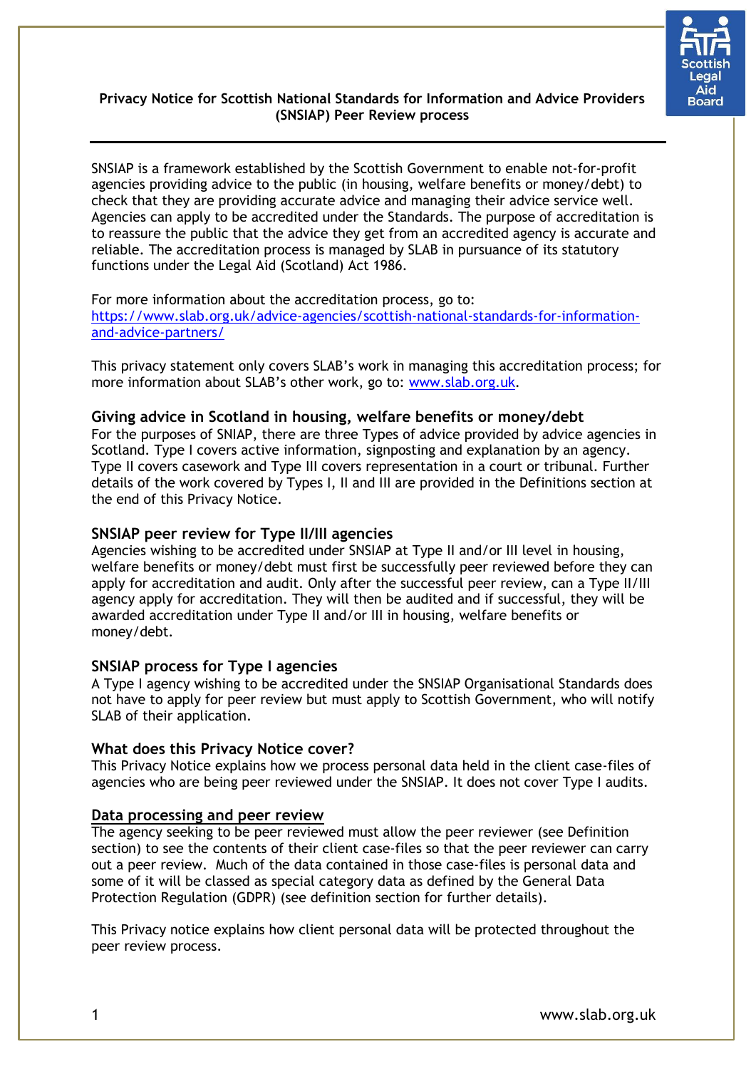# Privacy Notice for Scottish National Standards for Information and Advice Providers (SNSIAP) Peer Review process

SNSIAP is a framework established by the Scottish Government to enable not-for-profit agencies providing advice to the public (in housing, welfare benefits or money/debt) to check that they are providing accurate advice and managing their advice service well. Agencies can apply to be accredited under the Standards. The purpose of accreditation is to reassure the public that the advice they get from an accredited agency is accurate and reliable. The accreditation process is managed by SLAB in pursuance of its statutory functions under the Legal Aid (Scotland) Act 1986.

For more information about the accreditation process, go to: [https://www.slab.org.uk/advice-agencies/scottish-national-standards-for-information-and-advice-partners/](https://www.slab.org.uk/advice-agencies/scottish-national-standards-for-information-and-advice-partners/)

This privacy statement only covers SLAB's work in managing this accreditation process; for more information about SLAB's other work, go to: [www.slab.org.uk](http://www.slab.org.uk).

## Giving advice in Scotland in housing, welfare benefits or money/debt

For the purposes of SNIAP, there are three Types of advice provided by advice agencies in Scotland. Type I covers active information, signposting and explanation by an agency. Type II covers casework and Type III covers representation in a court or tribunal. Further details of the work covered by Types I, II and III are provided in the Definitions section at the end of this Privacy Notice.

## SNSIAP peer review for Type II/III agencies

Agencies wishing to be accredited under SNSIAP at Type II and/or III level in housing, welfare benefits or money/debt must first be successfully peer reviewed before they can apply for accreditation and audit. Only after the successful peer review, can a Type II/III agency apply for accreditation. They will then be audited and if successful, they will be awarded accreditation under Type II and/or III in housing, welfare benefits or money/debt.

## SNSIAP process for Type I agencies

A Type I agency wishing to be accredited under the SNSIAP Organisational Standards does not have to apply for peer review but must apply to Scottish Government, who will notify SLAB of their application.

## What does this Privacy Notice cover?

This Privacy Notice explains how we process personal data held in the client case-files of agencies who are being peer reviewed under the SNSIAP. It does not cover Type I audits.

## Data processing and peer review

The agency seeking to be peer reviewed must allow the peer reviewer (see Definition section) to see the contents of their client case-files so that the peer reviewer can carry out a peer review. Much of the data contained in those case-files is personal data and some of it will be classed as special category data as defined by the General Data Protection Regulation (GDPR) (see definition section for further details).

This Privacy notice explains how client personal data will be protected throughout the peer review process.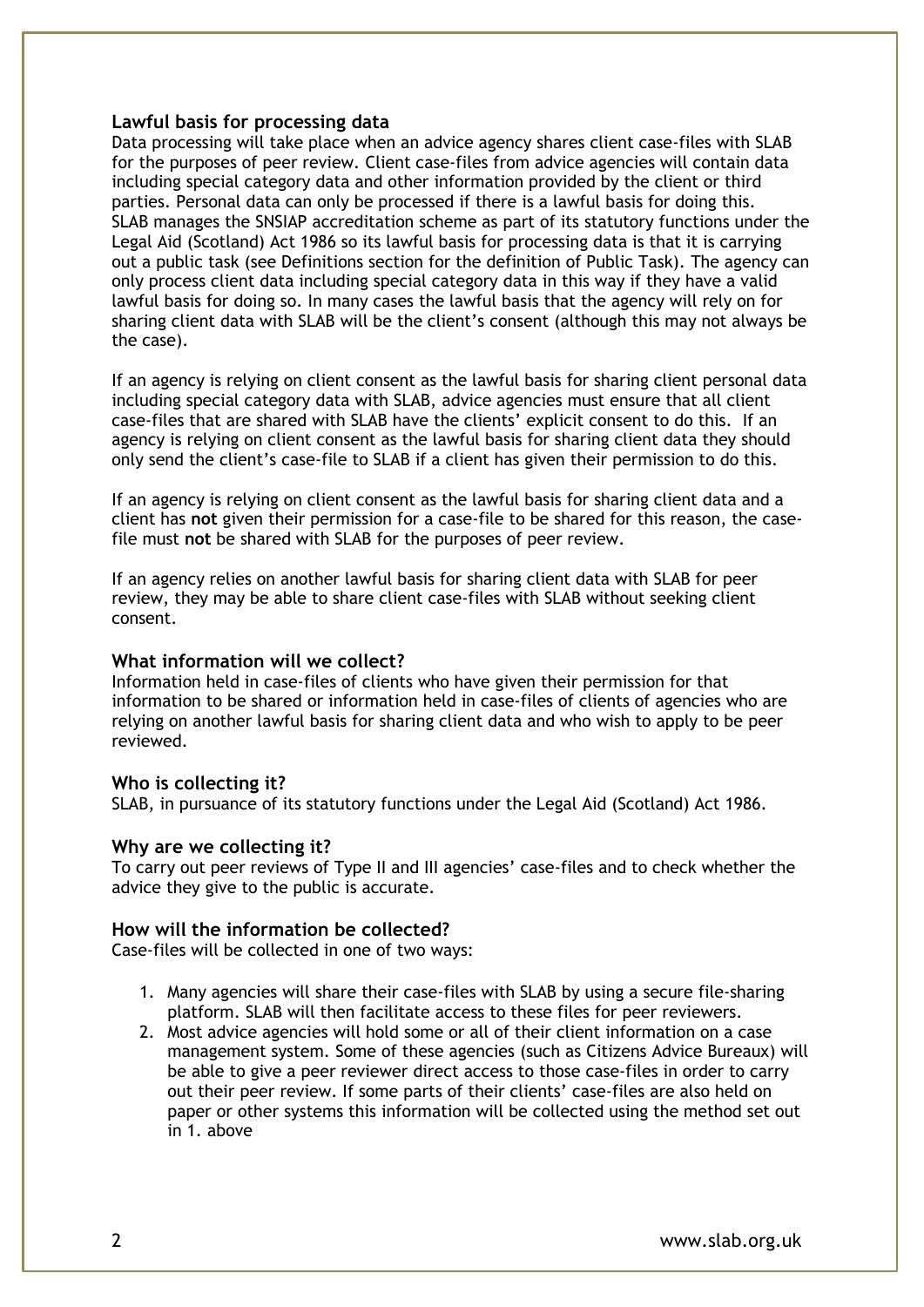## Lawful basis for processing data

Data processing will take place when an advice agency shares client case-files with SLAB for the purposes of peer review. Client case-files from advice agencies will contain data including special category data and other information provided by the client or third parties. Personal data can only be processed if there is a lawful basis for doing this. SLAB manages the SNSIAP accreditation scheme as part of its statutory functions under the Legal Aid (Scotland) Act 1986 so its lawful basis for processing data is that it is carrying out a public task (see Definitions section for the definition of Public Task). The agency can only process client data including special category data in this way if they have a valid lawful basis for doing so. In many cases the lawful basis that the agency will rely on for sharing client data with SLAB will be the client's consent (although this may not always be the case).

If an agency is relying on client consent as the lawful basis for sharing client personal data including special category data with SLAB, advice agencies must ensure that all client case-files that are shared with SLAB have the clients' explicit consent to do this. If an agency is relying on client consent as the lawful basis for sharing client data they should only send the client's case-file to SLAB if a client has given their permission to do this.

If an agency is relying on client consent as the lawful basis for sharing client data and a client has **not** given their permission for a case-file to be shared for this reason, the case-file must **not** be shared with SLAB for the purposes of peer review.

If an agency relies on another lawful basis for sharing client data with SLAB for peer review, they may be able to share client case-files with SLAB without seeking client consent.

## What information will we collect?

Information held in case-files of clients who have given their permission for that information to be shared or information held in case-files of clients of agencies who are relying on another lawful basis for sharing client data and who wish to apply to be peer reviewed.

## Who is collecting it?

SLAB, in pursuance of its statutory functions under the Legal Aid (Scotland) Act 1986.

## Why are we collecting it?

To carry out peer reviews of Type II and III agencies' case-files and to check whether the advice they give to the public is accurate.

## How will the information be collected?

Case-files will be collected in one of two ways:

1. Many agencies will share their case-files with SLAB by using a secure file-sharing platform. SLAB will then facilitate access to these files for peer reviewers.
2. Most advice agencies will hold some or all of their client information on a case management system. Some of these agencies (such as Citizens Advice Bureaux) will be able to give a peer reviewer direct access to those case-files in order to carry out their peer review. If some parts of their clients' case-files are also held on paper or other systems this information will be collected using the method set out in 1. above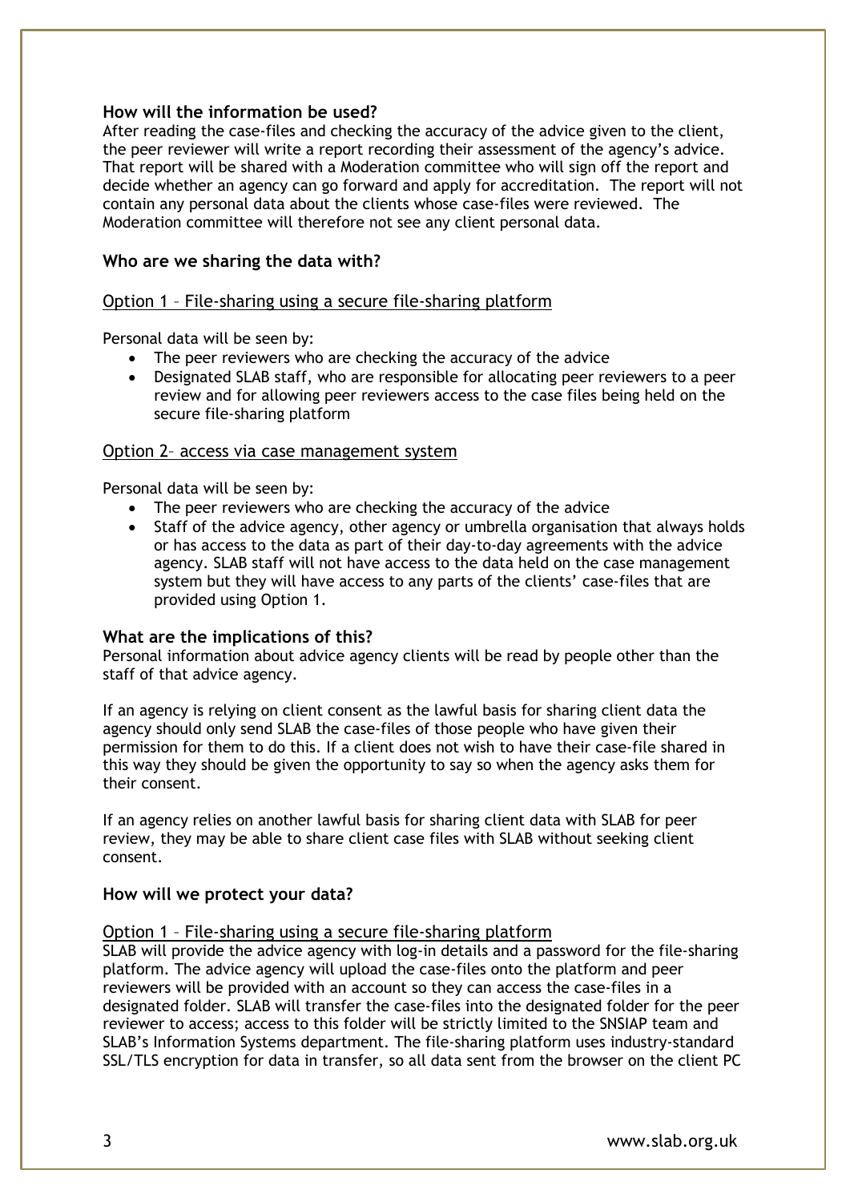### How will the information be used?

After reading the case-files and checking the accuracy of the advice given to the client, the peer reviewer will write a report recording their assessment of the agency's advice. That report will be shared with a Moderation committee who will sign off the report and decide whether an agency can go forward and apply for accreditation. The report will not contain any personal data about the clients whose case-files were reviewed. The Moderation committee will therefore not see any client personal data.

### Who are we sharing the data with?

<u>Option 1 – File-sharing using a secure file-sharing platform</u>

Personal data will be seen by:

- The peer reviewers who are checking the accuracy of the advice
- Designated SLAB staff, who are responsible for allocating peer reviewers to a peer review and for allowing peer reviewers access to the case files being held on the secure file-sharing platform

<u>Option 2– access via case management system</u>

Personal data will be seen by:

- The peer reviewers who are checking the accuracy of the advice
- Staff of the advice agency, other agency or umbrella organisation that always holds or has access to the data as part of their day-to-day agreements with the advice agency. SLAB staff will not have access to the data held on the case management system but they will have access to any parts of the clients' case-files that are provided using Option 1.

### What are the implications of this?

Personal information about advice agency clients will be read by people other than the staff of that advice agency.

If an agency is relying on client consent as the lawful basis for sharing client data the agency should only send SLAB the case-files of those people who have given their permission for them to do this. If a client does not wish to have their case-file shared in this way they should be given the opportunity to say so when the agency asks them for their consent.

If an agency relies on another lawful basis for sharing client data with SLAB for peer review, they may be able to share client case files with SLAB without seeking client consent.

### How will we protect your data?

<u>Option 1 – File-sharing using a secure file-sharing platform</u>

SLAB will provide the advice agency with log-in details and a password for the file-sharing platform. The advice agency will upload the case-files onto the platform and peer reviewers will be provided with an account so they can access the case-files in a designated folder. SLAB will transfer the case-files into the designated folder for the peer reviewer to access; access to this folder will be strictly limited to the SNSIAP team and SLAB's Information Systems department. The file-sharing platform uses industry-standard SSL/TLS encryption for data in transfer, so all data sent from the browser on the client PC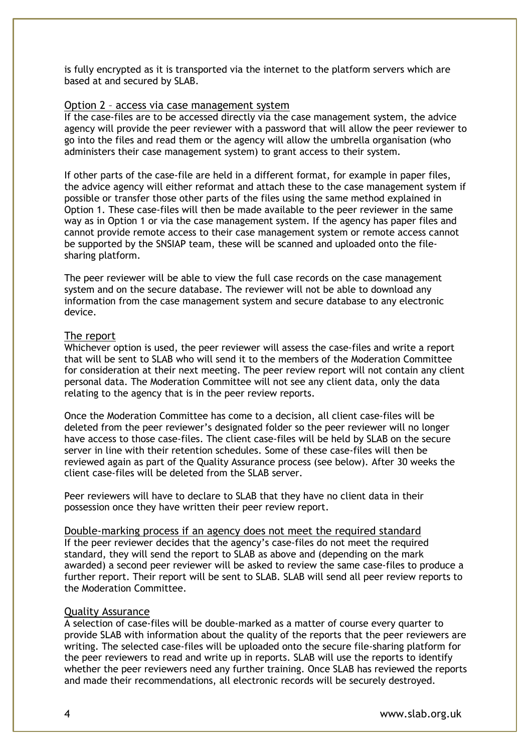is fully encrypted as it is transported via the internet to the platform servers which are based at and secured by SLAB.

### Option 2 – access via case management system

If the case-files are to be accessed directly via the case management system, the advice agency will provide the peer reviewer with a password that will allow the peer reviewer to go into the files and read them or the agency will allow the umbrella organisation (who administers their case management system) to grant access to their system.

If other parts of the case-file are held in a different format, for example in paper files, the advice agency will either reformat and attach these to the case management system if possible or transfer those other parts of the files using the same method explained in Option 1. These case-files will then be made available to the peer reviewer in the same way as in Option 1 or via the case management system. If the agency has paper files and cannot provide remote access to their case management system or remote access cannot be supported by the SNSIAP team, these will be scanned and uploaded onto the file-sharing platform.

The peer reviewer will be able to view the full case records on the case management system and on the secure database. The reviewer will not be able to download any information from the case management system and secure database to any electronic device.

### The report

Whichever option is used, the peer reviewer will assess the case-files and write a report that will be sent to SLAB who will send it to the members of the Moderation Committee for consideration at their next meeting. The peer review report will not contain any client personal data. The Moderation Committee will not see any client data, only the data relating to the agency that is in the peer review reports.

Once the Moderation Committee has come to a decision, all client case-files will be deleted from the peer reviewer's designated folder so the peer reviewer will no longer have access to those case-files. The client case-files will be held by SLAB on the secure server in line with their retention schedules. Some of these case-files will then be reviewed again as part of the Quality Assurance process (see below). After 30 weeks the client case-files will be deleted from the SLAB server.

Peer reviewers will have to declare to SLAB that they have no client data in their possession once they have written their peer review report.

### Double-marking process if an agency does not meet the required standard

If the peer reviewer decides that the agency's case-files do not meet the required standard, they will send the report to SLAB as above and (depending on the mark awarded) a second peer reviewer will be asked to review the same case-files to produce a further report. Their report will be sent to SLAB. SLAB will send all peer review reports to the Moderation Committee.

### Quality Assurance

A selection of case-files will be double-marked as a matter of course every quarter to provide SLAB with information about the quality of the reports that the peer reviewers are writing. The selected case-files will be uploaded onto the secure file-sharing platform for the peer reviewers to read and write up in reports. SLAB will use the reports to identify whether the peer reviewers need any further training. Once SLAB has reviewed the reports and made their recommendations, all electronic records will be securely destroyed.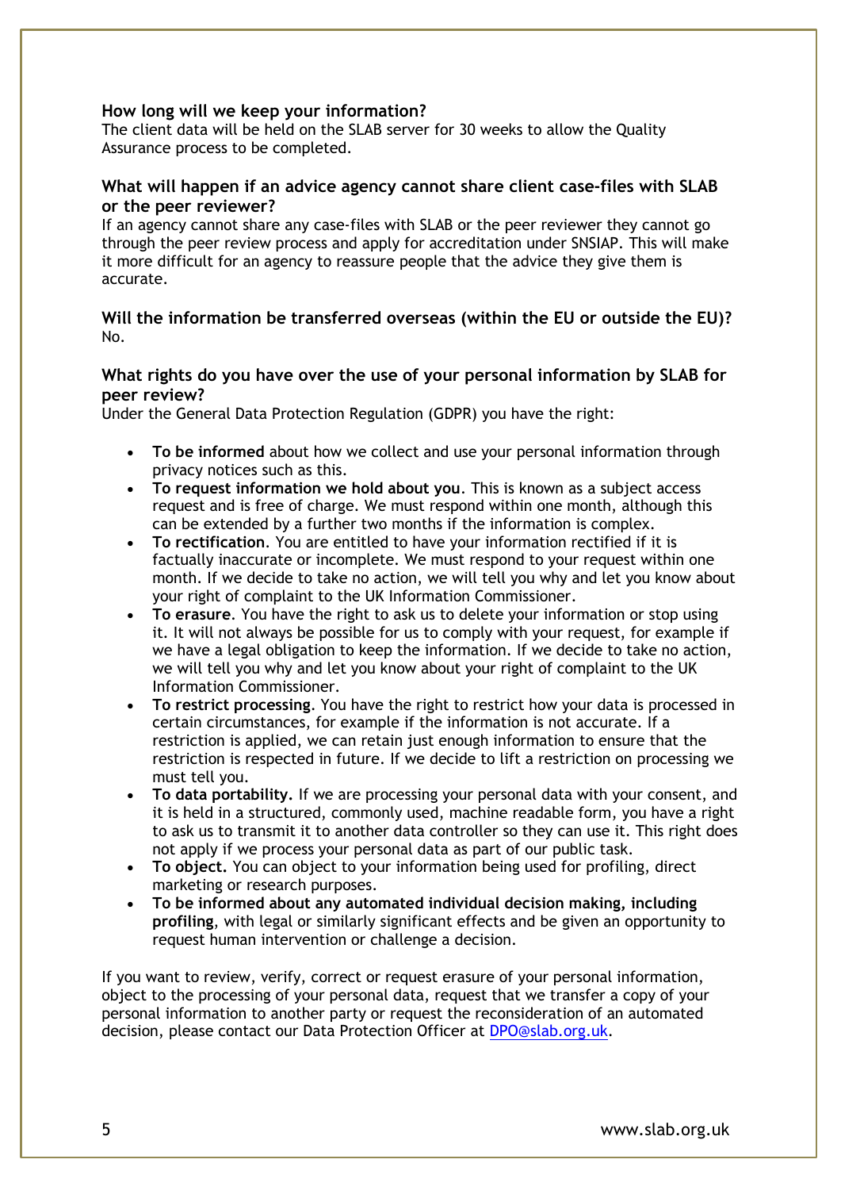### How long will we keep your information?

The client data will be held on the SLAB server for 30 weeks to allow the Quality Assurance process to be completed.

### What will happen if an advice agency cannot share client case-files with SLAB or the peer reviewer?

If an agency cannot share any case-files with SLAB or the peer reviewer they cannot go through the peer review process and apply for accreditation under SNSIAP. This will make it more difficult for an agency to reassure people that the advice they give them is accurate.

### Will the information be transferred overseas (within the EU or outside the EU)?

No.

### What rights do you have over the use of your personal information by SLAB for peer review?

Under the General Data Protection Regulation (GDPR) you have the right:

- **To be informed** about how we collect and use your personal information through privacy notices such as this.
- **To request information we hold about you**. This is known as a subject access request and is free of charge. We must respond within one month, although this can be extended by a further two months if the information is complex.
- **To rectification**. You are entitled to have your information rectified if it is factually inaccurate or incomplete. We must respond to your request within one month. If we decide to take no action, we will tell you why and let you know about your right of complaint to the UK Information Commissioner.
- **To erasure**. You have the right to ask us to delete your information or stop using it. It will not always be possible for us to comply with your request, for example if we have a legal obligation to keep the information. If we decide to take no action, we will tell you why and let you know about your right of complaint to the UK Information Commissioner.
- **To restrict processing**. You have the right to restrict how your data is processed in certain circumstances, for example if the information is not accurate. If a restriction is applied, we can retain just enough information to ensure that the restriction is respected in future. If we decide to lift a restriction on processing we must tell you.
- **To data portability.** If we are processing your personal data with your consent, and it is held in a structured, commonly used, machine readable form, you have a right to ask us to transmit it to another data controller so they can use it. This right does not apply if we process your personal data as part of our public task.
- **To object.** You can object to your information being used for profiling, direct marketing or research purposes.
- **To be informed about any automated individual decision making, including profiling**, with legal or similarly significant effects and be given an opportunity to request human intervention or challenge a decision.

If you want to review, verify, correct or request erasure of your personal information, object to the processing of your personal data, request that we transfer a copy of your personal information to another party or request the reconsideration of an automated decision, please contact our Data Protection Officer at DPO@slab.org.uk.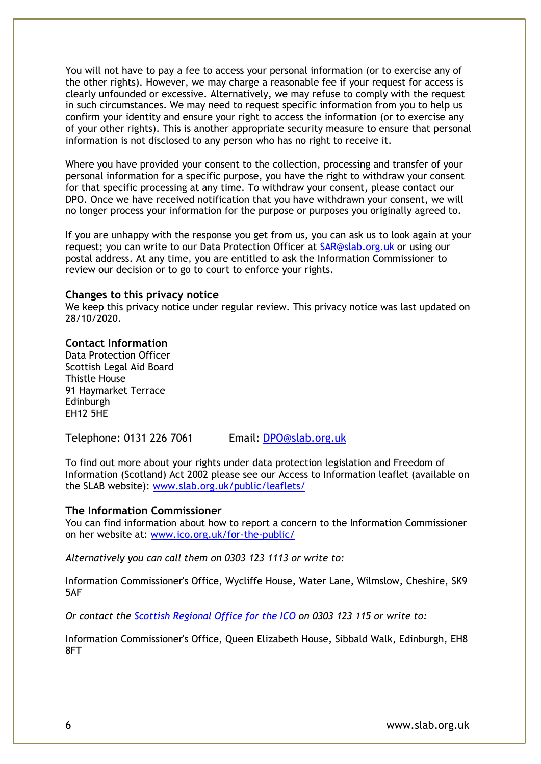You will not have to pay a fee to access your personal information (or to exercise any of the other rights). However, we may charge a reasonable fee if your request for access is clearly unfounded or excessive. Alternatively, we may refuse to comply with the request in such circumstances. We may need to request specific information from you to help us confirm your identity and ensure your right to access the information (or to exercise any of your other rights). This is another appropriate security measure to ensure that personal information is not disclosed to any person who has no right to receive it.

Where you have provided your consent to the collection, processing and transfer of your personal information for a specific purpose, you have the right to withdraw your consent for that specific processing at any time. To withdraw your consent, please contact our DPO. Once we have received notification that you have withdrawn your consent, we will no longer process your information for the purpose or purposes you originally agreed to.

If you are unhappy with the response you get from us, you can ask us to look again at your request; you can write to our Data Protection Officer at [SAR@slab.org.uk](mailto:SAR@slab.org.uk) or using our postal address. At any time, you are entitled to ask the Information Commissioner to review our decision or to go to court to enforce your rights.

### Changes to this privacy notice

We keep this privacy notice under regular review. This privacy notice was last updated on 28/10/2020.

### Contact Information

Data Protection Officer
Scottish Legal Aid Board
Thistle House
91 Haymarket Terrace
Edinburgh
EH12 5HE

Telephone: 0131 226 7061 Email: [DPO@slab.org.uk](mailto:DPO@slab.org.uk)

To find out more about your rights under data protection legislation and Freedom of Information (Scotland) Act 2002 please see our Access to Information leaflet (available on the SLAB website): [www.slab.org.uk/public/leaflets/](http://www.slab.org.uk/public/leaflets/)

### The Information Commissioner

You can find information about how to report a concern to the Information Commissioner on her website at: [www.ico.org.uk/for-the-public/](http://www.ico.org.uk/for-the-public/)

*Alternatively you can call them on 0303 123 1113 or write to:*

Information Commissioner's Office, Wycliffe House, Water Lane, Wilmslow, Cheshire, SK9 5AF

*Or contact the [Scottish Regional Office for the ICO]() on 0303 123 115 or write to:*

Information Commissioner's Office, Queen Elizabeth House, Sibbald Walk, Edinburgh, EH8 8FT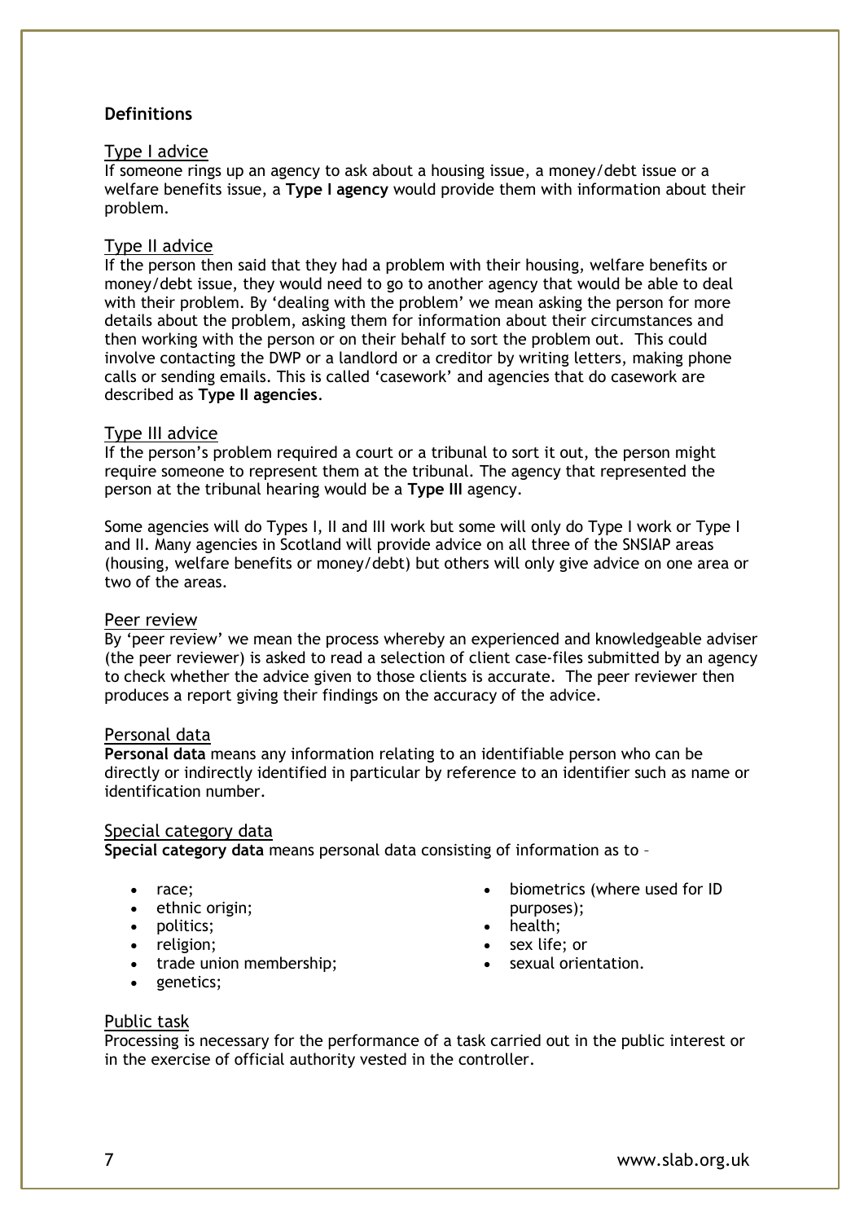## Definitions

### Type I advice

If someone rings up an agency to ask about a housing issue, a money/debt issue or a welfare benefits issue, a **Type I agency** would provide them with information about their problem.

### Type II advice

If the person then said that they had a problem with their housing, welfare benefits or money/debt issue, they would need to go to another agency that would be able to deal with their problem. By 'dealing with the problem' we mean asking the person for more details about the problem, asking them for information about their circumstances and then working with the person or on their behalf to sort the problem out. This could involve contacting the DWP or a landlord or a creditor by writing letters, making phone calls or sending emails. This is called 'casework' and agencies that do casework are described as **Type II agencies**.

### Type III advice

If the person's problem required a court or a tribunal to sort it out, the person might require someone to represent them at the tribunal. The agency that represented the person at the tribunal hearing would be a **Type III** agency.

Some agencies will do Types I, II and III work but some will only do Type I work or Type I and II. Many agencies in Scotland will provide advice on all three of the SNSIAP areas (housing, welfare benefits or money/debt) but others will only give advice on one area or two of the areas.

### Peer review

By 'peer review' we mean the process whereby an experienced and knowledgeable adviser (the peer reviewer) is asked to read a selection of client case-files submitted by an agency to check whether the advice given to those clients is accurate. The peer reviewer then produces a report giving their findings on the accuracy of the advice.

### Personal data

**Personal data** means any information relating to an identifiable person who can be directly or indirectly identified in particular by reference to an identifier such as name or identification number.

### Special category data

**Special category data** means personal data consisting of information as to –

- race;
- ethnic origin;
- politics;
- religion;
- trade union membership;
- genetics;
- biometrics (where used for ID purposes);
- health;
- sex life; or
- sexual orientation.

### Public task

Processing is necessary for the performance of a task carried out in the public interest or in the exercise of official authority vested in the controller.